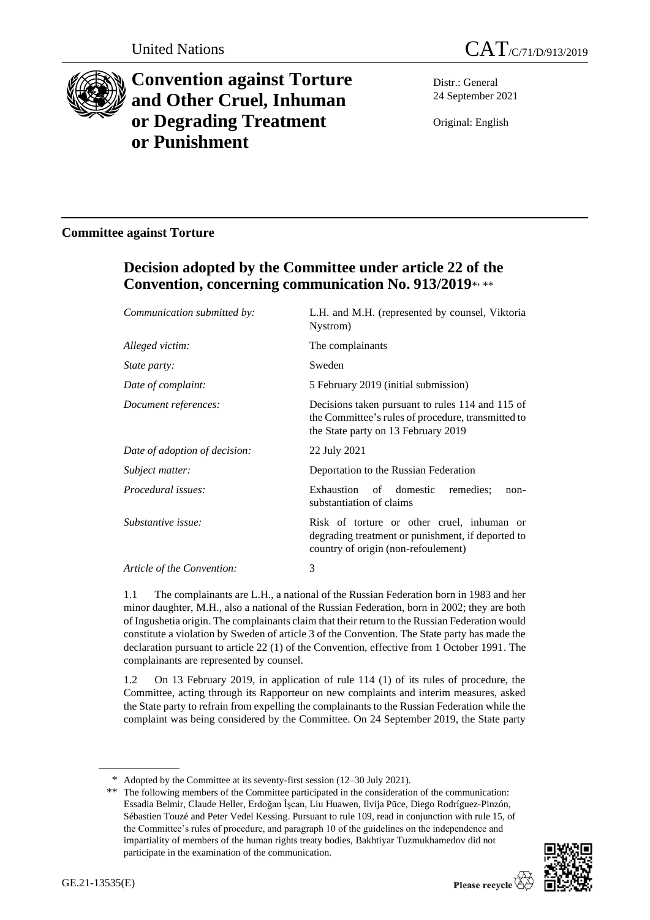United Nations

# CAT/C/71/D/913/2019

# Convention against Torture and Other Cruel, Inhuman or Degrading Treatment or Punishment

Distr.: General
24 September 2021

Original: English

## Committee against Torture

## Decision adopted by the Committee under article 22 of the Convention, concerning communication No. 913/2019*, **

| | |
|---|---|
| *Communication submitted by:* | L.H. and M.H. (represented by counsel, Viktoria Nystrom) |
| *Alleged victim:* | The complainants |
| *State party:* | Sweden |
| *Date of complaint:* | 5 February 2019 (initial submission) |
| *Document references:* | Decisions taken pursuant to rules 114 and 115 of the Committee's rules of procedure, transmitted to the State party on 13 February 2019 |
| *Date of adoption of decision:* | 22 July 2021 |
| *Subject matter:* | Deportation to the Russian Federation |
| *Procedural issues:* | Exhaustion of domestic remedies; non-substantiation of claims |
| *Substantive issue:* | Risk of torture or other cruel, inhuman or degrading treatment or punishment, if deported to country of origin (non-refoulement) |
| *Article of the Convention:* | 3 |

1.1 The complainants are L.H., a national of the Russian Federation born in 1983 and her minor daughter, M.H., also a national of the Russian Federation, born in 2002; they are both of Ingushetia origin. The complainants claim that their return to the Russian Federation would constitute a violation by Sweden of article 3 of the Convention. The State party has made the declaration pursuant to article 22 (1) of the Convention, effective from 1 October 1991. The complainants are represented by counsel.

1.2 On 13 February 2019, in application of rule 114 (1) of its rules of procedure, the Committee, acting through its Rapporteur on new complaints and interim measures, asked the State party to refrain from expelling the complainants to the Russian Federation while the complaint was being considered by the Committee. On 24 September 2019, the State party

\* Adopted by the Committee at its seventy-first session (12–30 July 2021).

\*\* The following members of the Committee participated in the consideration of the communication: Essadia Belmir, Claude Heller, Erdoğan İşcan, Liu Huawen, Ilvija Pūce, Diego Rodríguez-Pinzón, Sébastien Touzé and Peter Vedel Kessing. Pursuant to rule 109, read in conjunction with rule 15, of the Committee's rules of procedure, and paragraph 10 of the guidelines on the independence and impartiality of members of the human rights treaty bodies, Bakhtiyar Tuzmukhamedov did not participate in the examination of the communication.

GE.21-13535(E)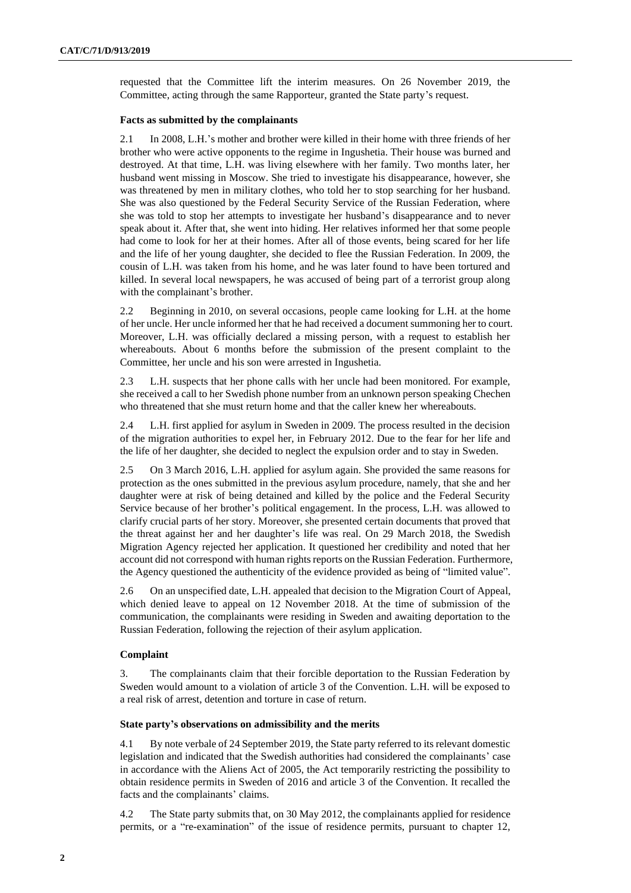requested that the Committee lift the interim measures. On 26 November 2019, the Committee, acting through the same Rapporteur, granted the State party's request.

### Facts as submitted by the complainants

2.1 In 2008, L.H.'s mother and brother were killed in their home with three friends of her brother who were active opponents to the regime in Ingushetia. Their house was burned and destroyed. At that time, L.H. was living elsewhere with her family. Two months later, her husband went missing in Moscow. She tried to investigate his disappearance, however, she was threatened by men in military clothes, who told her to stop searching for her husband. She was also questioned by the Federal Security Service of the Russian Federation, where she was told to stop her attempts to investigate her husband's disappearance and to never speak about it. After that, she went into hiding. Her relatives informed her that some people had come to look for her at their homes. After all of those events, being scared for her life and the life of her young daughter, she decided to flee the Russian Federation. In 2009, the cousin of L.H. was taken from his home, and he was later found to have been tortured and killed. In several local newspapers, he was accused of being part of a terrorist group along with the complainant's brother.

2.2 Beginning in 2010, on several occasions, people came looking for L.H. at the home of her uncle. Her uncle informed her that he had received a document summoning her to court. Moreover, L.H. was officially declared a missing person, with a request to establish her whereabouts. About 6 months before the submission of the present complaint to the Committee, her uncle and his son were arrested in Ingushetia.

2.3 L.H. suspects that her phone calls with her uncle had been monitored. For example, she received a call to her Swedish phone number from an unknown person speaking Chechen who threatened that she must return home and that the caller knew her whereabouts.

2.4 L.H. first applied for asylum in Sweden in 2009. The process resulted in the decision of the migration authorities to expel her, in February 2012. Due to the fear for her life and the life of her daughter, she decided to neglect the expulsion order and to stay in Sweden.

2.5 On 3 March 2016, L.H. applied for asylum again. She provided the same reasons for protection as the ones submitted in the previous asylum procedure, namely, that she and her daughter were at risk of being detained and killed by the police and the Federal Security Service because of her brother's political engagement. In the process, L.H. was allowed to clarify crucial parts of her story. Moreover, she presented certain documents that proved that the threat against her and her daughter's life was real. On 29 March 2018, the Swedish Migration Agency rejected her application. It questioned her credibility and noted that her account did not correspond with human rights reports on the Russian Federation. Furthermore, the Agency questioned the authenticity of the evidence provided as being of "limited value".

2.6 On an unspecified date, L.H. appealed that decision to the Migration Court of Appeal, which denied leave to appeal on 12 November 2018. At the time of submission of the communication, the complainants were residing in Sweden and awaiting deportation to the Russian Federation, following the rejection of their asylum application.

### Complaint

3. The complainants claim that their forcible deportation to the Russian Federation by Sweden would amount to a violation of article 3 of the Convention. L.H. will be exposed to a real risk of arrest, detention and torture in case of return.

### State party's observations on admissibility and the merits

4.1 By note verbale of 24 September 2019, the State party referred to its relevant domestic legislation and indicated that the Swedish authorities had considered the complainants' case in accordance with the Aliens Act of 2005, the Act temporarily restricting the possibility to obtain residence permits in Sweden of 2016 and article 3 of the Convention. It recalled the facts and the complainants' claims.

4.2 The State party submits that, on 30 May 2012, the complainants applied for residence permits, or a "re-examination" of the issue of residence permits, pursuant to chapter 12,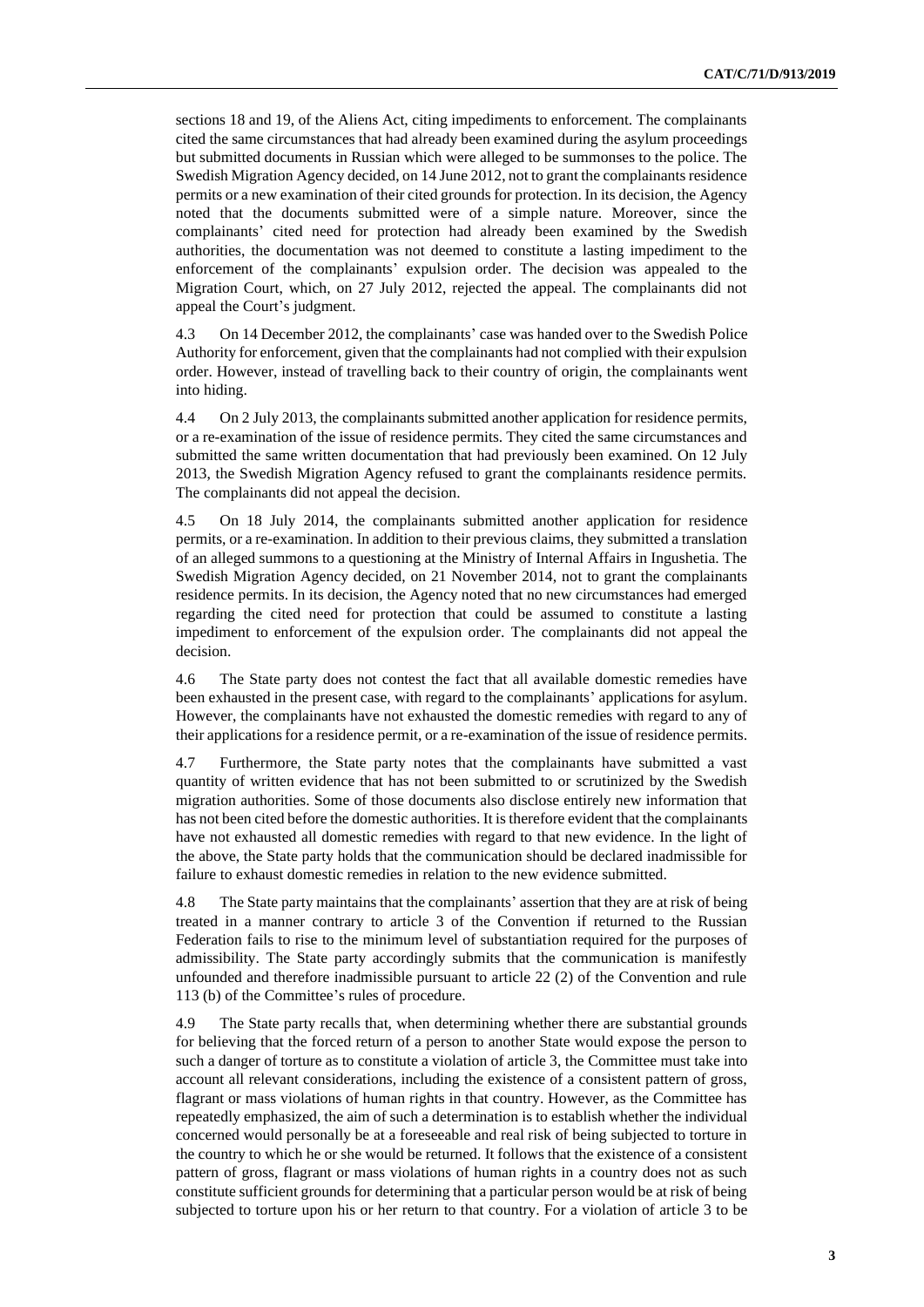sections 18 and 19, of the Aliens Act, citing impediments to enforcement. The complainants cited the same circumstances that had already been examined during the asylum proceedings but submitted documents in Russian which were alleged to be summonses to the police. The Swedish Migration Agency decided, on 14 June 2012, not to grant the complainants residence permits or a new examination of their cited grounds for protection. In its decision, the Agency noted that the documents submitted were of a simple nature. Moreover, since the complainants' cited need for protection had already been examined by the Swedish authorities, the documentation was not deemed to constitute a lasting impediment to the enforcement of the complainants' expulsion order. The decision was appealed to the Migration Court, which, on 27 July 2012, rejected the appeal. The complainants did not appeal the Court's judgment.

4.3 On 14 December 2012, the complainants' case was handed over to the Swedish Police Authority for enforcement, given that the complainants had not complied with their expulsion order. However, instead of travelling back to their country of origin, the complainants went into hiding.

4.4 On 2 July 2013, the complainants submitted another application for residence permits, or a re-examination of the issue of residence permits. They cited the same circumstances and submitted the same written documentation that had previously been examined. On 12 July 2013, the Swedish Migration Agency refused to grant the complainants residence permits. The complainants did not appeal the decision.

4.5 On 18 July 2014, the complainants submitted another application for residence permits, or a re-examination. In addition to their previous claims, they submitted a translation of an alleged summons to a questioning at the Ministry of Internal Affairs in Ingushetia. The Swedish Migration Agency decided, on 21 November 2014, not to grant the complainants residence permits. In its decision, the Agency noted that no new circumstances had emerged regarding the cited need for protection that could be assumed to constitute a lasting impediment to enforcement of the expulsion order. The complainants did not appeal the decision.

4.6 The State party does not contest the fact that all available domestic remedies have been exhausted in the present case, with regard to the complainants' applications for asylum. However, the complainants have not exhausted the domestic remedies with regard to any of their applications for a residence permit, or a re-examination of the issue of residence permits.

4.7 Furthermore, the State party notes that the complainants have submitted a vast quantity of written evidence that has not been submitted to or scrutinized by the Swedish migration authorities. Some of those documents also disclose entirely new information that has not been cited before the domestic authorities. It is therefore evident that the complainants have not exhausted all domestic remedies with regard to that new evidence. In the light of the above, the State party holds that the communication should be declared inadmissible for failure to exhaust domestic remedies in relation to the new evidence submitted.

4.8 The State party maintains that the complainants' assertion that they are at risk of being treated in a manner contrary to article 3 of the Convention if returned to the Russian Federation fails to rise to the minimum level of substantiation required for the purposes of admissibility. The State party accordingly submits that the communication is manifestly unfounded and therefore inadmissible pursuant to article 22 (2) of the Convention and rule 113 (b) of the Committee's rules of procedure.

4.9 The State party recalls that, when determining whether there are substantial grounds for believing that the forced return of a person to another State would expose the person to such a danger of torture as to constitute a violation of article 3, the Committee must take into account all relevant considerations, including the existence of a consistent pattern of gross, flagrant or mass violations of human rights in that country. However, as the Committee has repeatedly emphasized, the aim of such a determination is to establish whether the individual concerned would personally be at a foreseeable and real risk of being subjected to torture in the country to which he or she would be returned. It follows that the existence of a consistent pattern of gross, flagrant or mass violations of human rights in a country does not as such constitute sufficient grounds for determining that a particular person would be at risk of being subjected to torture upon his or her return to that country. For a violation of article 3 to be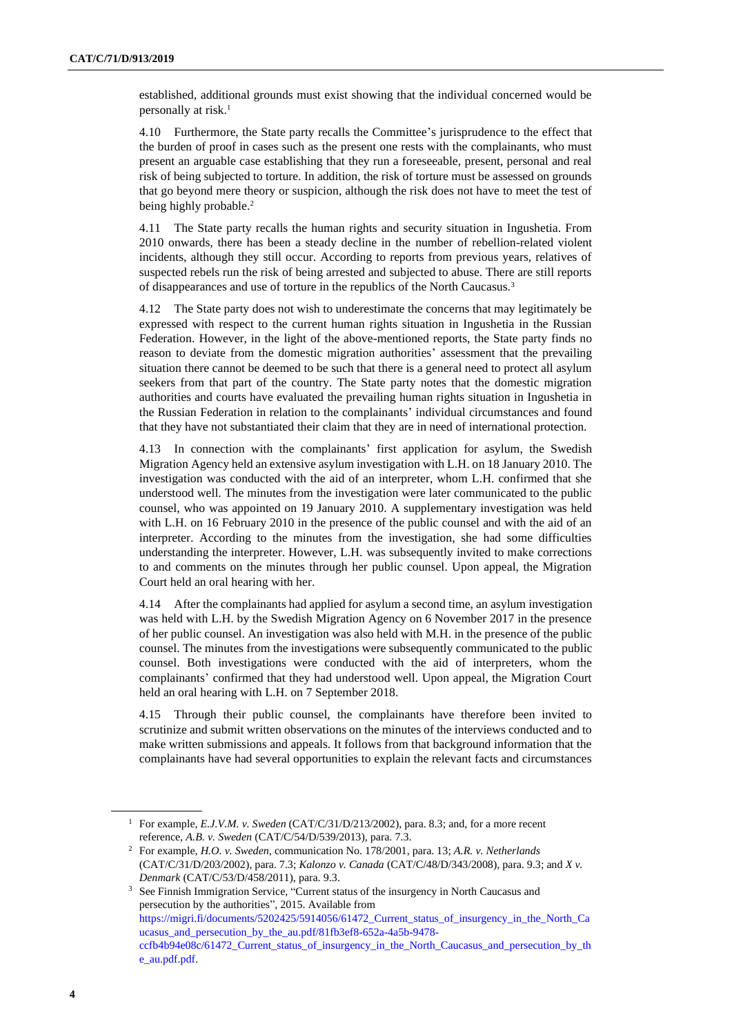established, additional grounds must exist showing that the individual concerned would be personally at risk.[1]

4.10 Furthermore, the State party recalls the Committee's jurisprudence to the effect that the burden of proof in cases such as the present one rests with the complainants, who must present an arguable case establishing that they run a foreseeable, present, personal and real risk of being subjected to torture. In addition, the risk of torture must be assessed on grounds that go beyond mere theory or suspicion, although the risk does not have to meet the test of being highly probable.[2]

4.11 The State party recalls the human rights and security situation in Ingushetia. From 2010 onwards, there has been a steady decline in the number of rebellion-related violent incidents, although they still occur. According to reports from previous years, relatives of suspected rebels run the risk of being arrested and subjected to abuse. There are still reports of disappearances and use of torture in the republics of the North Caucasus.[3]

4.12 The State party does not wish to underestimate the concerns that may legitimately be expressed with respect to the current human rights situation in Ingushetia in the Russian Federation. However, in the light of the above-mentioned reports, the State party finds no reason to deviate from the domestic migration authorities' assessment that the prevailing situation there cannot be deemed to be such that there is a general need to protect all asylum seekers from that part of the country. The State party notes that the domestic migration authorities and courts have evaluated the prevailing human rights situation in Ingushetia in the Russian Federation in relation to the complainants' individual circumstances and found that they have not substantiated their claim that they are in need of international protection.

4.13 In connection with the complainants' first application for asylum, the Swedish Migration Agency held an extensive asylum investigation with L.H. on 18 January 2010. The investigation was conducted with the aid of an interpreter, whom L.H. confirmed that she understood well. The minutes from the investigation were later communicated to the public counsel, who was appointed on 19 January 2010. A supplementary investigation was held with L.H. on 16 February 2010 in the presence of the public counsel and with the aid of an interpreter. According to the minutes from the investigation, she had some difficulties understanding the interpreter. However, L.H. was subsequently invited to make corrections to and comments on the minutes through her public counsel. Upon appeal, the Migration Court held an oral hearing with her.

4.14 After the complainants had applied for asylum a second time, an asylum investigation was held with L.H. by the Swedish Migration Agency on 6 November 2017 in the presence of her public counsel. An investigation was also held with M.H. in the presence of the public counsel. The minutes from the investigations were subsequently communicated to the public counsel. Both investigations were conducted with the aid of interpreters, whom the complainants' confirmed that they had understood well. Upon appeal, the Migration Court held an oral hearing with L.H. on 7 September 2018.

4.15 Through their public counsel, the complainants have therefore been invited to scrutinize and submit written observations on the minutes of the interviews conducted and to make written submissions and appeals. It follows from that background information that the complainants have had several opportunities to explain the relevant facts and circumstances

---

[1] For example, *E.J.V.M. v. Sweden* (CAT/C/31/D/213/2002), para. 8.3; and, for a more recent reference, *A.B. v. Sweden* (CAT/C/54/D/539/2013), para. 7.3.

[2] For example, *H.O. v. Sweden*, communication No. 178/2001, para. 13; *A.R. v. Netherlands* (CAT/C/31/D/203/2002), para. 7.3; *Kalonzo v. Canada* (CAT/C/48/D/343/2008), para. 9.3; and *X v. Denmark* (CAT/C/53/D/458/2011), para. 9.3.

[3] See Finnish Immigration Service, "Current status of the insurgency in North Caucasus and persecution by the authorities", 2015. Available from https://migri.fi/documents/5202425/5914056/61472_Current_status_of_insurgency_in_the_North_Caucasus_and_persecution_by_the_au.pdf/81fb3ef8-652a-4a5b-9478-ccfb4b94e08c/61472_Current_status_of_insurgency_in_the_North_Caucasus_and_persecution_by_the_au.pdf.pdf.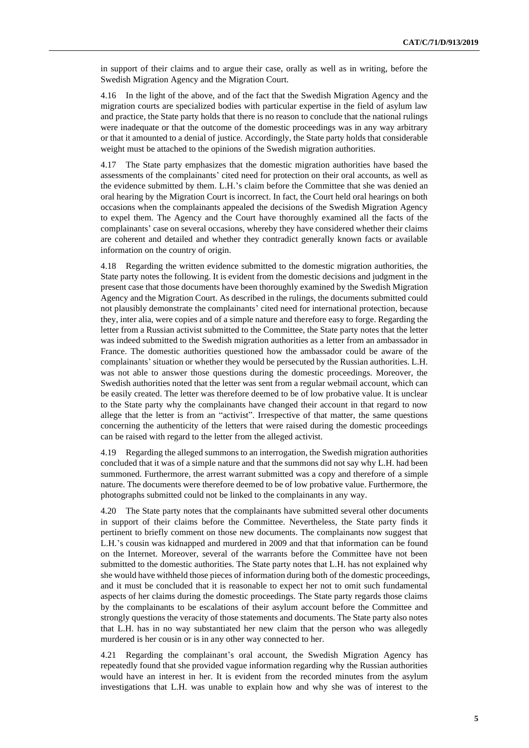in support of their claims and to argue their case, orally as well as in writing, before the Swedish Migration Agency and the Migration Court.

4.16 In the light of the above, and of the fact that the Swedish Migration Agency and the migration courts are specialized bodies with particular expertise in the field of asylum law and practice, the State party holds that there is no reason to conclude that the national rulings were inadequate or that the outcome of the domestic proceedings was in any way arbitrary or that it amounted to a denial of justice. Accordingly, the State party holds that considerable weight must be attached to the opinions of the Swedish migration authorities.

4.17 The State party emphasizes that the domestic migration authorities have based the assessments of the complainants' cited need for protection on their oral accounts, as well as the evidence submitted by them. L.H.'s claim before the Committee that she was denied an oral hearing by the Migration Court is incorrect. In fact, the Court held oral hearings on both occasions when the complainants appealed the decisions of the Swedish Migration Agency to expel them. The Agency and the Court have thoroughly examined all the facts of the complainants' case on several occasions, whereby they have considered whether their claims are coherent and detailed and whether they contradict generally known facts or available information on the country of origin.

4.18 Regarding the written evidence submitted to the domestic migration authorities, the State party notes the following. It is evident from the domestic decisions and judgment in the present case that those documents have been thoroughly examined by the Swedish Migration Agency and the Migration Court. As described in the rulings, the documents submitted could not plausibly demonstrate the complainants' cited need for international protection, because they, inter alia, were copies and of a simple nature and therefore easy to forge. Regarding the letter from a Russian activist submitted to the Committee, the State party notes that the letter was indeed submitted to the Swedish migration authorities as a letter from an ambassador in France. The domestic authorities questioned how the ambassador could be aware of the complainants' situation or whether they would be persecuted by the Russian authorities. L.H. was not able to answer those questions during the domestic proceedings. Moreover, the Swedish authorities noted that the letter was sent from a regular webmail account, which can be easily created. The letter was therefore deemed to be of low probative value. It is unclear to the State party why the complainants have changed their account in that regard to now allege that the letter is from an "activist". Irrespective of that matter, the same questions concerning the authenticity of the letters that were raised during the domestic proceedings can be raised with regard to the letter from the alleged activist.

4.19 Regarding the alleged summons to an interrogation, the Swedish migration authorities concluded that it was of a simple nature and that the summons did not say why L.H. had been summoned. Furthermore, the arrest warrant submitted was a copy and therefore of a simple nature. The documents were therefore deemed to be of low probative value. Furthermore, the photographs submitted could not be linked to the complainants in any way.

4.20 The State party notes that the complainants have submitted several other documents in support of their claims before the Committee. Nevertheless, the State party finds it pertinent to briefly comment on those new documents. The complainants now suggest that L.H.'s cousin was kidnapped and murdered in 2009 and that that information can be found on the Internet. Moreover, several of the warrants before the Committee have not been submitted to the domestic authorities. The State party notes that L.H. has not explained why she would have withheld those pieces of information during both of the domestic proceedings, and it must be concluded that it is reasonable to expect her not to omit such fundamental aspects of her claims during the domestic proceedings. The State party regards those claims by the complainants to be escalations of their asylum account before the Committee and strongly questions the veracity of those statements and documents. The State party also notes that L.H. has in no way substantiated her new claim that the person who was allegedly murdered is her cousin or is in any other way connected to her.

4.21 Regarding the complainant's oral account, the Swedish Migration Agency has repeatedly found that she provided vague information regarding why the Russian authorities would have an interest in her. It is evident from the recorded minutes from the asylum investigations that L.H. was unable to explain how and why she was of interest to the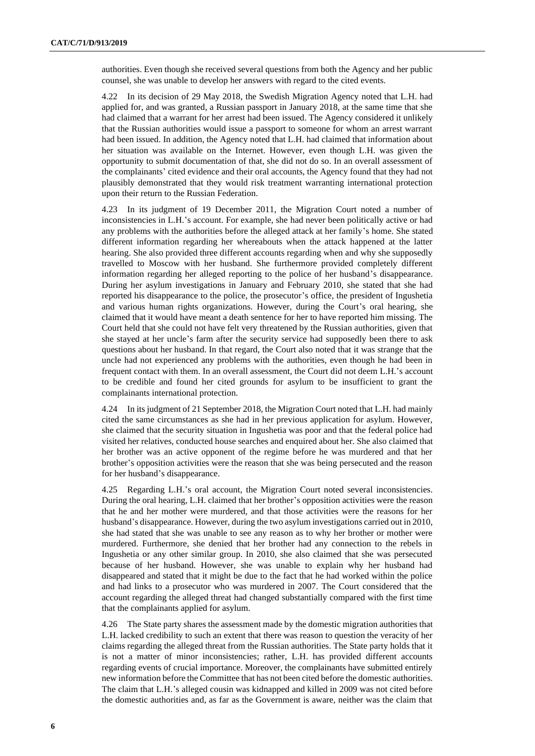authorities. Even though she received several questions from both the Agency and her public counsel, she was unable to develop her answers with regard to the cited events.

4.22 In its decision of 29 May 2018, the Swedish Migration Agency noted that L.H. had applied for, and was granted, a Russian passport in January 2018, at the same time that she had claimed that a warrant for her arrest had been issued. The Agency considered it unlikely that the Russian authorities would issue a passport to someone for whom an arrest warrant had been issued. In addition, the Agency noted that L.H. had claimed that information about her situation was available on the Internet. However, even though L.H. was given the opportunity to submit documentation of that, she did not do so. In an overall assessment of the complainants' cited evidence and their oral accounts, the Agency found that they had not plausibly demonstrated that they would risk treatment warranting international protection upon their return to the Russian Federation.

4.23 In its judgment of 19 December 2011, the Migration Court noted a number of inconsistencies in L.H.'s account. For example, she had never been politically active or had any problems with the authorities before the alleged attack at her family's home. She stated different information regarding her whereabouts when the attack happened at the latter hearing. She also provided three different accounts regarding when and why she supposedly travelled to Moscow with her husband. She furthermore provided completely different information regarding her alleged reporting to the police of her husband's disappearance. During her asylum investigations in January and February 2010, she stated that she had reported his disappearance to the police, the prosecutor's office, the president of Ingushetia and various human rights organizations. However, during the Court's oral hearing, she claimed that it would have meant a death sentence for her to have reported him missing. The Court held that she could not have felt very threatened by the Russian authorities, given that she stayed at her uncle's farm after the security service had supposedly been there to ask questions about her husband. In that regard, the Court also noted that it was strange that the uncle had not experienced any problems with the authorities, even though he had been in frequent contact with them. In an overall assessment, the Court did not deem L.H.'s account to be credible and found her cited grounds for asylum to be insufficient to grant the complainants international protection.

4.24 In its judgment of 21 September 2018, the Migration Court noted that L.H. had mainly cited the same circumstances as she had in her previous application for asylum. However, she claimed that the security situation in Ingushetia was poor and that the federal police had visited her relatives, conducted house searches and enquired about her. She also claimed that her brother was an active opponent of the regime before he was murdered and that her brother's opposition activities were the reason that she was being persecuted and the reason for her husband's disappearance.

4.25 Regarding L.H.'s oral account, the Migration Court noted several inconsistencies. During the oral hearing, L.H. claimed that her brother's opposition activities were the reason that he and her mother were murdered, and that those activities were the reasons for her husband's disappearance. However, during the two asylum investigations carried out in 2010, she had stated that she was unable to see any reason as to why her brother or mother were murdered. Furthermore, she denied that her brother had any connection to the rebels in Ingushetia or any other similar group. In 2010, she also claimed that she was persecuted because of her husband. However, she was unable to explain why her husband had disappeared and stated that it might be due to the fact that he had worked within the police and had links to a prosecutor who was murdered in 2007. The Court considered that the account regarding the alleged threat had changed substantially compared with the first time that the complainants applied for asylum.

4.26 The State party shares the assessment made by the domestic migration authorities that L.H. lacked credibility to such an extent that there was reason to question the veracity of her claims regarding the alleged threat from the Russian authorities. The State party holds that it is not a matter of minor inconsistencies; rather, L.H. has provided different accounts regarding events of crucial importance. Moreover, the complainants have submitted entirely new information before the Committee that has not been cited before the domestic authorities. The claim that L.H.'s alleged cousin was kidnapped and killed in 2009 was not cited before the domestic authorities and, as far as the Government is aware, neither was the claim that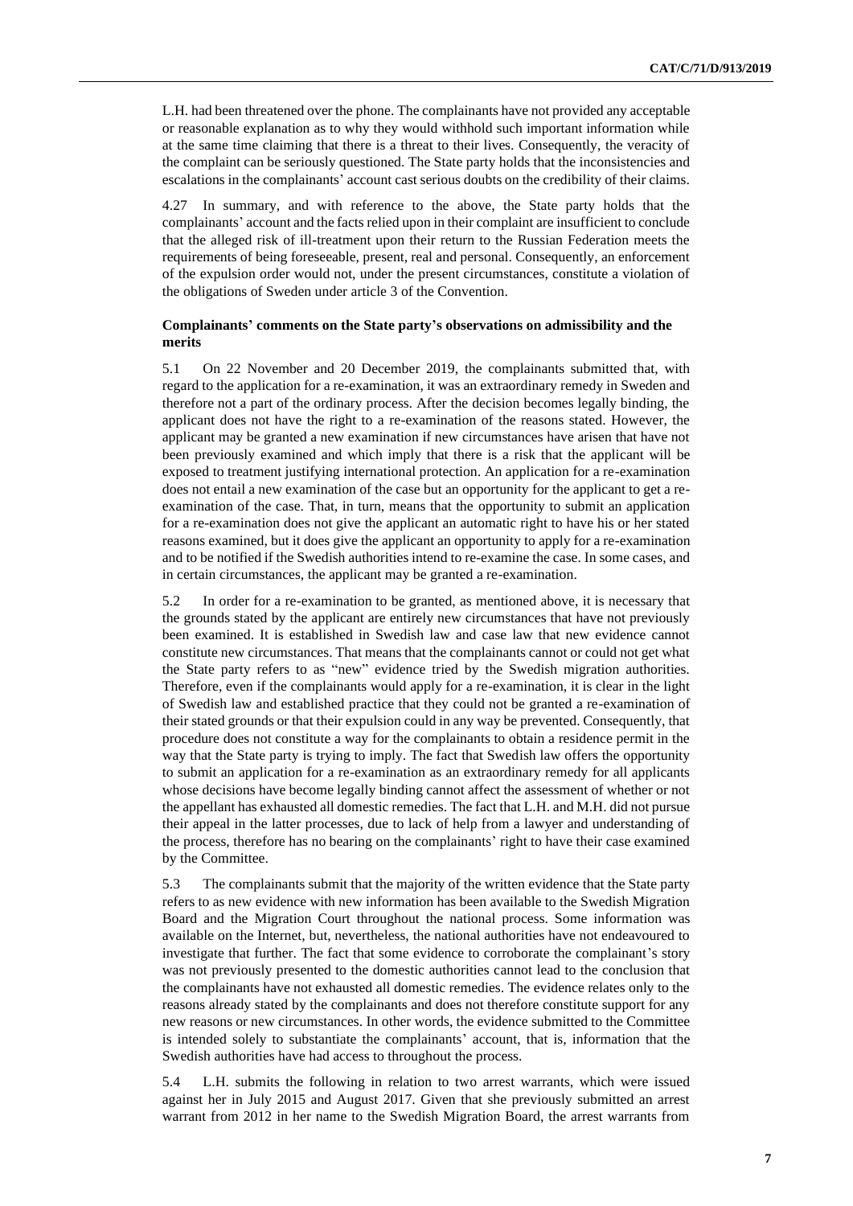L.H. had been threatened over the phone. The complainants have not provided any acceptable or reasonable explanation as to why they would withhold such important information while at the same time claiming that there is a threat to their lives. Consequently, the veracity of the complaint can be seriously questioned. The State party holds that the inconsistencies and escalations in the complainants' account cast serious doubts on the credibility of their claims.

4.27 In summary, and with reference to the above, the State party holds that the complainants' account and the facts relied upon in their complaint are insufficient to conclude that the alleged risk of ill-treatment upon their return to the Russian Federation meets the requirements of being foreseeable, present, real and personal. Consequently, an enforcement of the expulsion order would not, under the present circumstances, constitute a violation of the obligations of Sweden under article 3 of the Convention.

### Complainants' comments on the State party's observations on admissibility and the merits

5.1 On 22 November and 20 December 2019, the complainants submitted that, with regard to the application for a re-examination, it was an extraordinary remedy in Sweden and therefore not a part of the ordinary process. After the decision becomes legally binding, the applicant does not have the right to a re-examination of the reasons stated. However, the applicant may be granted a new examination if new circumstances have arisen that have not been previously examined and which imply that there is a risk that the applicant will be exposed to treatment justifying international protection. An application for a re-examination does not entail a new examination of the case but an opportunity for the applicant to get a re-examination of the case. That, in turn, means that the opportunity to submit an application for a re-examination does not give the applicant an automatic right to have his or her stated reasons examined, but it does give the applicant an opportunity to apply for a re-examination and to be notified if the Swedish authorities intend to re-examine the case. In some cases, and in certain circumstances, the applicant may be granted a re-examination.

5.2 In order for a re-examination to be granted, as mentioned above, it is necessary that the grounds stated by the applicant are entirely new circumstances that have not previously been examined. It is established in Swedish law and case law that new evidence cannot constitute new circumstances. That means that the complainants cannot or could not get what the State party refers to as "new" evidence tried by the Swedish migration authorities. Therefore, even if the complainants would apply for a re-examination, it is clear in the light of Swedish law and established practice that they could not be granted a re-examination of their stated grounds or that their expulsion could in any way be prevented. Consequently, that procedure does not constitute a way for the complainants to obtain a residence permit in the way that the State party is trying to imply. The fact that Swedish law offers the opportunity to submit an application for a re-examination as an extraordinary remedy for all applicants whose decisions have become legally binding cannot affect the assessment of whether or not the appellant has exhausted all domestic remedies. The fact that L.H. and M.H. did not pursue their appeal in the latter processes, due to lack of help from a lawyer and understanding of the process, therefore has no bearing on the complainants' right to have their case examined by the Committee.

5.3 The complainants submit that the majority of the written evidence that the State party refers to as new evidence with new information has been available to the Swedish Migration Board and the Migration Court throughout the national process. Some information was available on the Internet, but, nevertheless, the national authorities have not endeavoured to investigate that further. The fact that some evidence to corroborate the complainant's story was not previously presented to the domestic authorities cannot lead to the conclusion that the complainants have not exhausted all domestic remedies. The evidence relates only to the reasons already stated by the complainants and does not therefore constitute support for any new reasons or new circumstances. In other words, the evidence submitted to the Committee is intended solely to substantiate the complainants' account, that is, information that the Swedish authorities have had access to throughout the process.

5.4 L.H. submits the following in relation to two arrest warrants, which were issued against her in July 2015 and August 2017. Given that she previously submitted an arrest warrant from 2012 in her name to the Swedish Migration Board, the arrest warrants from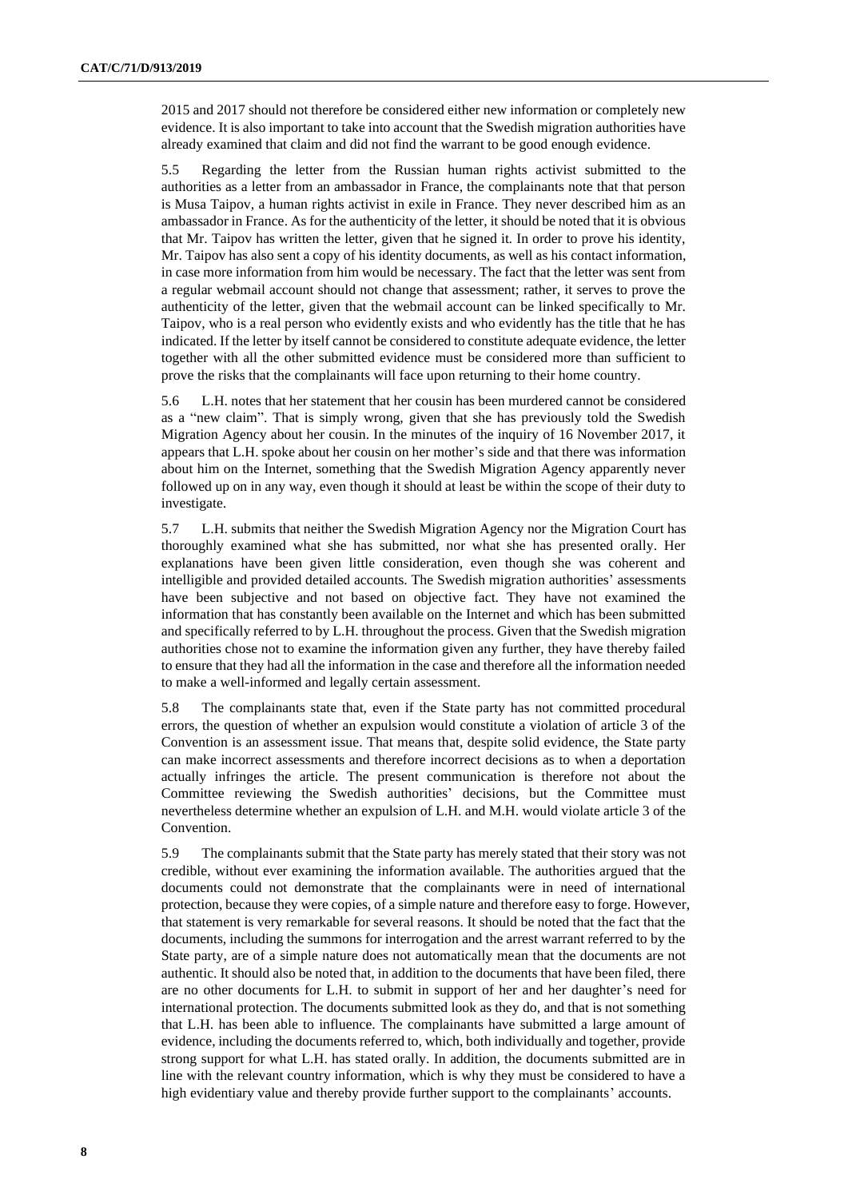2015 and 2017 should not therefore be considered either new information or completely new evidence. It is also important to take into account that the Swedish migration authorities have already examined that claim and did not find the warrant to be good enough evidence.

5.5 Regarding the letter from the Russian human rights activist submitted to the authorities as a letter from an ambassador in France, the complainants note that that person is Musa Taipov, a human rights activist in exile in France. They never described him as an ambassador in France. As for the authenticity of the letter, it should be noted that it is obvious that Mr. Taipov has written the letter, given that he signed it. In order to prove his identity, Mr. Taipov has also sent a copy of his identity documents, as well as his contact information, in case more information from him would be necessary. The fact that the letter was sent from a regular webmail account should not change that assessment; rather, it serves to prove the authenticity of the letter, given that the webmail account can be linked specifically to Mr. Taipov, who is a real person who evidently exists and who evidently has the title that he has indicated. If the letter by itself cannot be considered to constitute adequate evidence, the letter together with all the other submitted evidence must be considered more than sufficient to prove the risks that the complainants will face upon returning to their home country.

5.6 L.H. notes that her statement that her cousin has been murdered cannot be considered as a "new claim". That is simply wrong, given that she has previously told the Swedish Migration Agency about her cousin. In the minutes of the inquiry of 16 November 2017, it appears that L.H. spoke about her cousin on her mother's side and that there was information about him on the Internet, something that the Swedish Migration Agency apparently never followed up on in any way, even though it should at least be within the scope of their duty to investigate.

5.7 L.H. submits that neither the Swedish Migration Agency nor the Migration Court has thoroughly examined what she has submitted, nor what she has presented orally. Her explanations have been given little consideration, even though she was coherent and intelligible and provided detailed accounts. The Swedish migration authorities' assessments have been subjective and not based on objective fact. They have not examined the information that has constantly been available on the Internet and which has been submitted and specifically referred to by L.H. throughout the process. Given that the Swedish migration authorities chose not to examine the information given any further, they have thereby failed to ensure that they had all the information in the case and therefore all the information needed to make a well-informed and legally certain assessment.

5.8 The complainants state that, even if the State party has not committed procedural errors, the question of whether an expulsion would constitute a violation of article 3 of the Convention is an assessment issue. That means that, despite solid evidence, the State party can make incorrect assessments and therefore incorrect decisions as to when a deportation actually infringes the article. The present communication is therefore not about the Committee reviewing the Swedish authorities' decisions, but the Committee must nevertheless determine whether an expulsion of L.H. and M.H. would violate article 3 of the Convention.

5.9 The complainants submit that the State party has merely stated that their story was not credible, without ever examining the information available. The authorities argued that the documents could not demonstrate that the complainants were in need of international protection, because they were copies, of a simple nature and therefore easy to forge. However, that statement is very remarkable for several reasons. It should be noted that the fact that the documents, including the summons for interrogation and the arrest warrant referred to by the State party, are of a simple nature does not automatically mean that the documents are not authentic. It should also be noted that, in addition to the documents that have been filed, there are no other documents for L.H. to submit in support of her and her daughter's need for international protection. The documents submitted look as they do, and that is not something that L.H. has been able to influence. The complainants have submitted a large amount of evidence, including the documents referred to, which, both individually and together, provide strong support for what L.H. has stated orally. In addition, the documents submitted are in line with the relevant country information, which is why they must be considered to have a high evidentiary value and thereby provide further support to the complainants' accounts.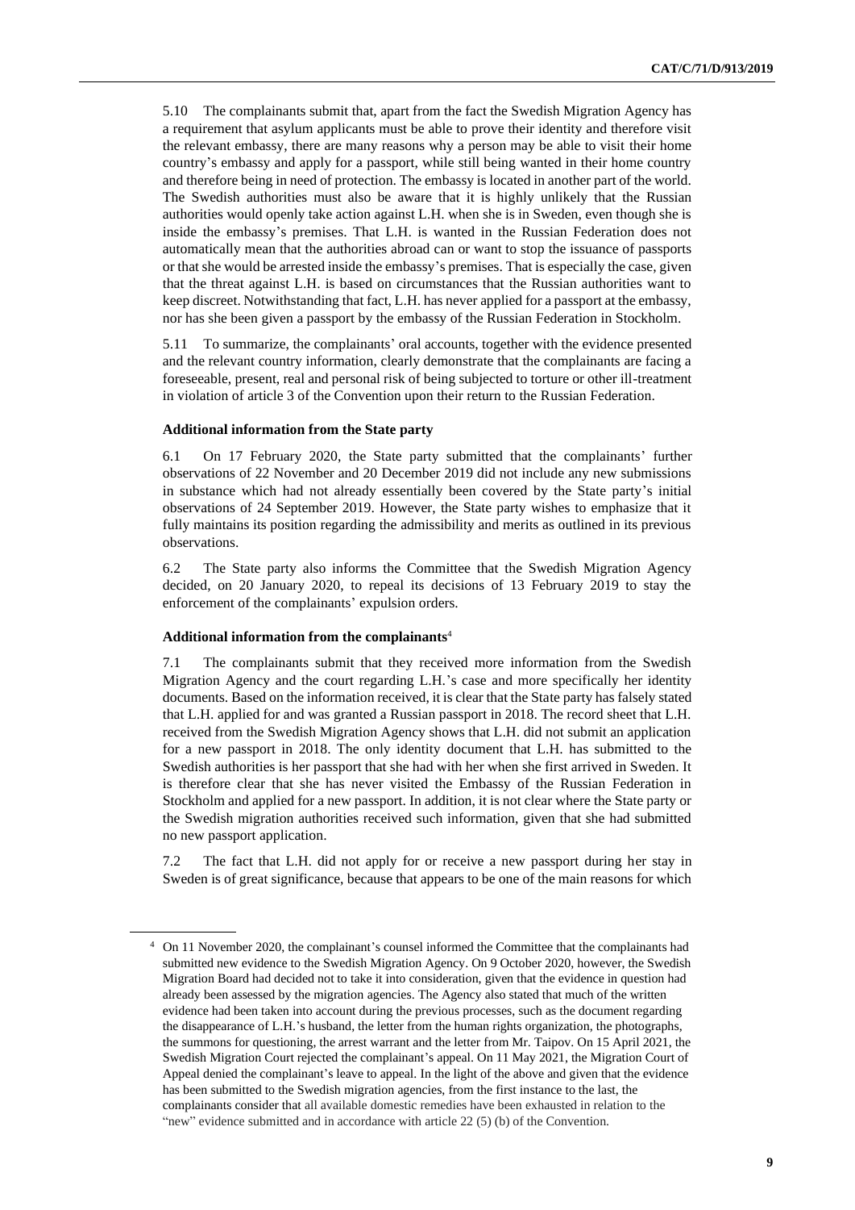5.10 The complainants submit that, apart from the fact the Swedish Migration Agency has a requirement that asylum applicants must be able to prove their identity and therefore visit the relevant embassy, there are many reasons why a person may be able to visit their home country's embassy and apply for a passport, while still being wanted in their home country and therefore being in need of protection. The embassy is located in another part of the world. The Swedish authorities must also be aware that it is highly unlikely that the Russian authorities would openly take action against L.H. when she is in Sweden, even though she is inside the embassy's premises. That L.H. is wanted in the Russian Federation does not automatically mean that the authorities abroad can or want to stop the issuance of passports or that she would be arrested inside the embassy's premises. That is especially the case, given that the threat against L.H. is based on circumstances that the Russian authorities want to keep discreet. Notwithstanding that fact, L.H. has never applied for a passport at the embassy, nor has she been given a passport by the embassy of the Russian Federation in Stockholm.

5.11 To summarize, the complainants' oral accounts, together with the evidence presented and the relevant country information, clearly demonstrate that the complainants are facing a foreseeable, present, real and personal risk of being subjected to torture or other ill-treatment in violation of article 3 of the Convention upon their return to the Russian Federation.

**Additional information from the State party**

6.1 On 17 February 2020, the State party submitted that the complainants' further observations of 22 November and 20 December 2019 did not include any new submissions in substance which had not already essentially been covered by the State party's initial observations of 24 September 2019. However, the State party wishes to emphasize that it fully maintains its position regarding the admissibility and merits as outlined in its previous observations.

6.2 The State party also informs the Committee that the Swedish Migration Agency decided, on 20 January 2020, to repeal its decisions of 13 February 2019 to stay the enforcement of the complainants' expulsion orders.

**Additional information from the complainants**[4]

7.1 The complainants submit that they received more information from the Swedish Migration Agency and the court regarding L.H.'s case and more specifically her identity documents. Based on the information received, it is clear that the State party has falsely stated that L.H. applied for and was granted a Russian passport in 2018. The record sheet that L.H. received from the Swedish Migration Agency shows that L.H. did not submit an application for a new passport in 2018. The only identity document that L.H. has submitted to the Swedish authorities is her passport that she had with her when she first arrived in Sweden. It is therefore clear that she has never visited the Embassy of the Russian Federation in Stockholm and applied for a new passport. In addition, it is not clear where the State party or the Swedish migration authorities received such information, given that she had submitted no new passport application.

7.2 The fact that L.H. did not apply for or receive a new passport during her stay in Sweden is of great significance, because that appears to be one of the main reasons for which

[4] On 11 November 2020, the complainant's counsel informed the Committee that the complainants had submitted new evidence to the Swedish Migration Agency. On 9 October 2020, however, the Swedish Migration Board had decided not to take it into consideration, given that the evidence in question had already been assessed by the migration agencies. The Agency also stated that much of the written evidence had been taken into account during the previous processes, such as the document regarding the disappearance of L.H.'s husband, the letter from the human rights organization, the photographs, the summons for questioning, the arrest warrant and the letter from Mr. Taipov. On 15 April 2021, the Swedish Migration Court rejected the complainant's appeal. On 11 May 2021, the Migration Court of Appeal denied the complainant's leave to appeal. In the light of the above and given that the evidence has been submitted to the Swedish migration agencies, from the first instance to the last, the complainants consider that all available domestic remedies have been exhausted in relation to the "new" evidence submitted and in accordance with article 22 (5) (b) of the Convention.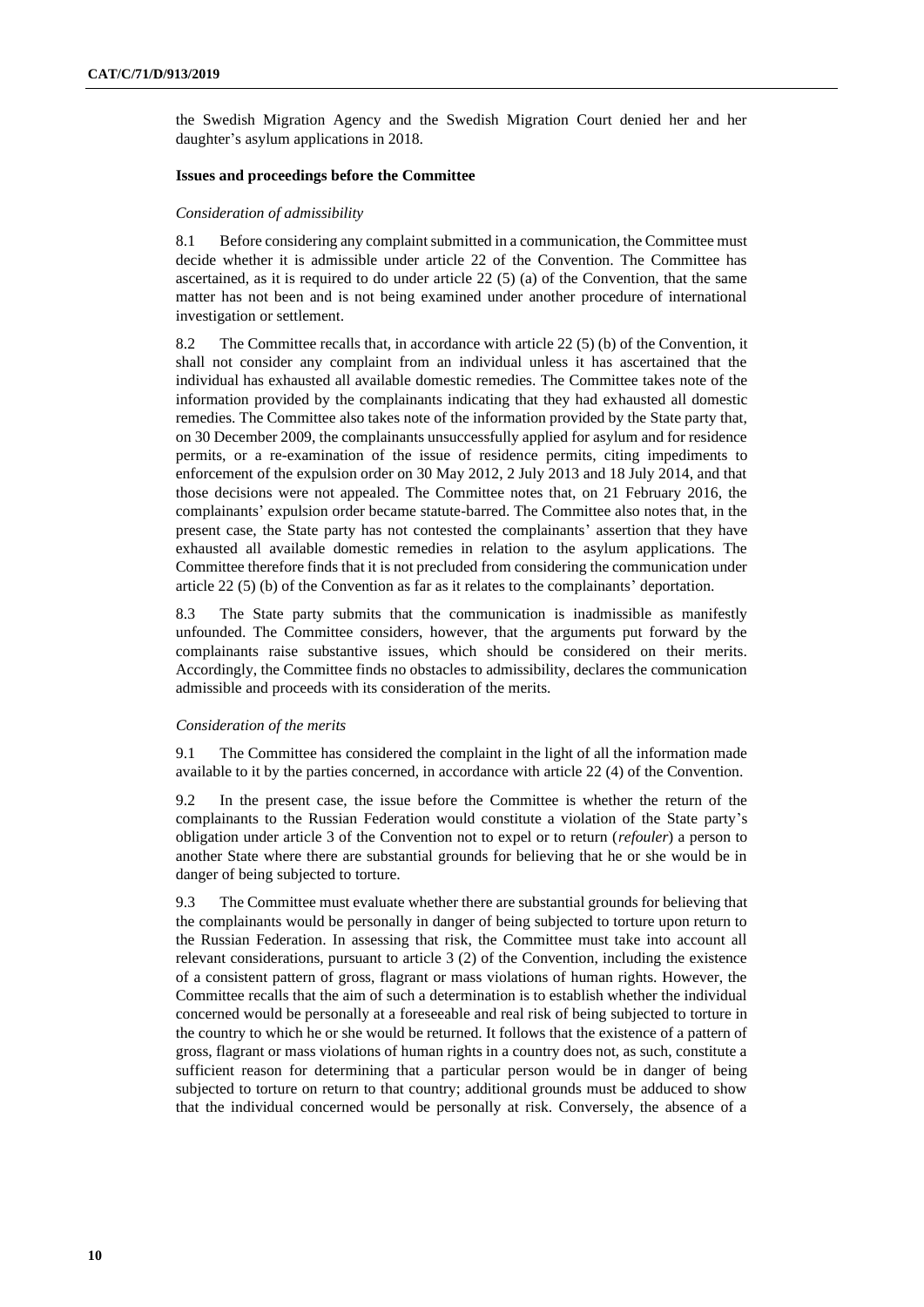the Swedish Migration Agency and the Swedish Migration Court denied her and her daughter's asylum applications in 2018.

### Issues and proceedings before the Committee

*Consideration of admissibility*

8.1 Before considering any complaint submitted in a communication, the Committee must decide whether it is admissible under article 22 of the Convention. The Committee has ascertained, as it is required to do under article 22 (5) (a) of the Convention, that the same matter has not been and is not being examined under another procedure of international investigation or settlement.

8.2 The Committee recalls that, in accordance with article 22 (5) (b) of the Convention, it shall not consider any complaint from an individual unless it has ascertained that the individual has exhausted all available domestic remedies. The Committee takes note of the information provided by the complainants indicating that they had exhausted all domestic remedies. The Committee also takes note of the information provided by the State party that, on 30 December 2009, the complainants unsuccessfully applied for asylum and for residence permits, or a re-examination of the issue of residence permits, citing impediments to enforcement of the expulsion order on 30 May 2012, 2 July 2013 and 18 July 2014, and that those decisions were not appealed. The Committee notes that, on 21 February 2016, the complainants' expulsion order became statute-barred. The Committee also notes that, in the present case, the State party has not contested the complainants' assertion that they have exhausted all available domestic remedies in relation to the asylum applications. The Committee therefore finds that it is not precluded from considering the communication under article 22 (5) (b) of the Convention as far as it relates to the complainants' deportation.

8.3 The State party submits that the communication is inadmissible as manifestly unfounded. The Committee considers, however, that the arguments put forward by the complainants raise substantive issues, which should be considered on their merits. Accordingly, the Committee finds no obstacles to admissibility, declares the communication admissible and proceeds with its consideration of the merits.

*Consideration of the merits*

9.1 The Committee has considered the complaint in the light of all the information made available to it by the parties concerned, in accordance with article 22 (4) of the Convention.

9.2 In the present case, the issue before the Committee is whether the return of the complainants to the Russian Federation would constitute a violation of the State party's obligation under article 3 of the Convention not to expel or to return (*refouler*) a person to another State where there are substantial grounds for believing that he or she would be in danger of being subjected to torture.

9.3 The Committee must evaluate whether there are substantial grounds for believing that the complainants would be personally in danger of being subjected to torture upon return to the Russian Federation. In assessing that risk, the Committee must take into account all relevant considerations, pursuant to article 3 (2) of the Convention, including the existence of a consistent pattern of gross, flagrant or mass violations of human rights. However, the Committee recalls that the aim of such a determination is to establish whether the individual concerned would be personally at a foreseeable and real risk of being subjected to torture in the country to which he or she would be returned. It follows that the existence of a pattern of gross, flagrant or mass violations of human rights in a country does not, as such, constitute a sufficient reason for determining that a particular person would be in danger of being subjected to torture on return to that country; additional grounds must be adduced to show that the individual concerned would be personally at risk. Conversely, the absence of a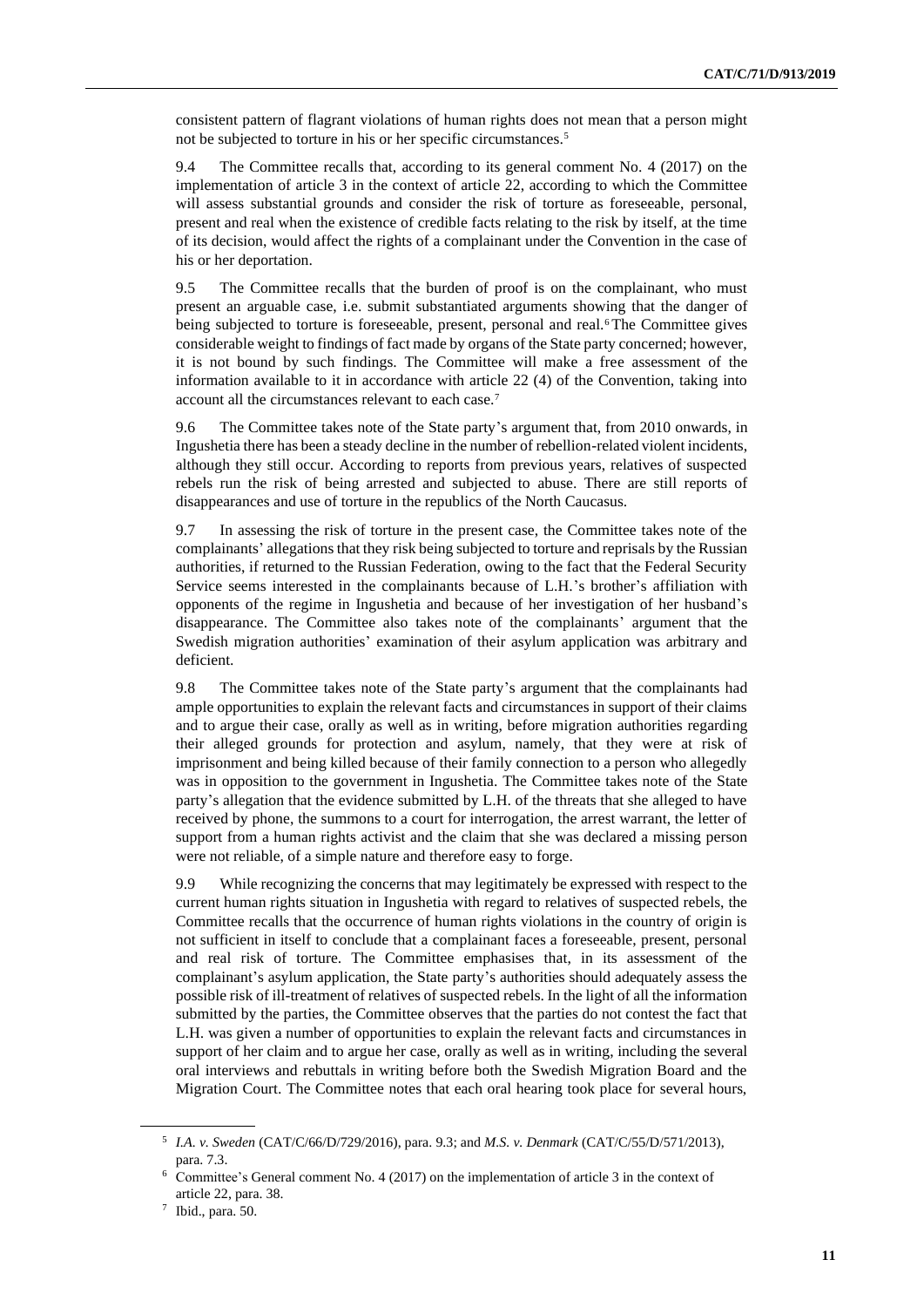consistent pattern of flagrant violations of human rights does not mean that a person might not be subjected to torture in his or her specific circumstances.[5]

9.4 The Committee recalls that, according to its general comment No. 4 (2017) on the implementation of article 3 in the context of article 22, according to which the Committee will assess substantial grounds and consider the risk of torture as foreseeable, personal, present and real when the existence of credible facts relating to the risk by itself, at the time of its decision, would affect the rights of a complainant under the Convention in the case of his or her deportation.

9.5 The Committee recalls that the burden of proof is on the complainant, who must present an arguable case, i.e. submit substantiated arguments showing that the danger of being subjected to torture is foreseeable, present, personal and real.[6] The Committee gives considerable weight to findings of fact made by organs of the State party concerned; however, it is not bound by such findings. The Committee will make a free assessment of the information available to it in accordance with article 22 (4) of the Convention, taking into account all the circumstances relevant to each case.[7]

9.6 The Committee takes note of the State party's argument that, from 2010 onwards, in Ingushetia there has been a steady decline in the number of rebellion-related violent incidents, although they still occur. According to reports from previous years, relatives of suspected rebels run the risk of being arrested and subjected to abuse. There are still reports of disappearances and use of torture in the republics of the North Caucasus.

9.7 In assessing the risk of torture in the present case, the Committee takes note of the complainants' allegations that they risk being subjected to torture and reprisals by the Russian authorities, if returned to the Russian Federation, owing to the fact that the Federal Security Service seems interested in the complainants because of L.H.'s brother's affiliation with opponents of the regime in Ingushetia and because of her investigation of her husband's disappearance. The Committee also takes note of the complainants' argument that the Swedish migration authorities' examination of their asylum application was arbitrary and deficient.

9.8 The Committee takes note of the State party's argument that the complainants had ample opportunities to explain the relevant facts and circumstances in support of their claims and to argue their case, orally as well as in writing, before migration authorities regarding their alleged grounds for protection and asylum, namely, that they were at risk of imprisonment and being killed because of their family connection to a person who allegedly was in opposition to the government in Ingushetia. The Committee takes note of the State party's allegation that the evidence submitted by L.H. of the threats that she alleged to have received by phone, the summons to a court for interrogation, the arrest warrant, the letter of support from a human rights activist and the claim that she was declared a missing person were not reliable, of a simple nature and therefore easy to forge.

9.9 While recognizing the concerns that may legitimately be expressed with respect to the current human rights situation in Ingushetia with regard to relatives of suspected rebels, the Committee recalls that the occurrence of human rights violations in the country of origin is not sufficient in itself to conclude that a complainant faces a foreseeable, present, personal and real risk of torture. The Committee emphasises that, in its assessment of the complainant's asylum application, the State party's authorities should adequately assess the possible risk of ill-treatment of relatives of suspected rebels. In the light of all the information submitted by the parties, the Committee observes that the parties do not contest the fact that L.H. was given a number of opportunities to explain the relevant facts and circumstances in support of her claim and to argue her case, orally as well as in writing, including the several oral interviews and rebuttals in writing before both the Swedish Migration Board and the Migration Court. The Committee notes that each oral hearing took place for several hours,

---

[5] *I.A. v. Sweden* (CAT/C/66/D/729/2016), para. 9.3; and *M.S. v. Denmark* (CAT/C/55/D/571/2013), para. 7.3.

[6] Committee's General comment No. 4 (2017) on the implementation of article 3 in the context of article 22, para. 38.

[7] Ibid., para. 50.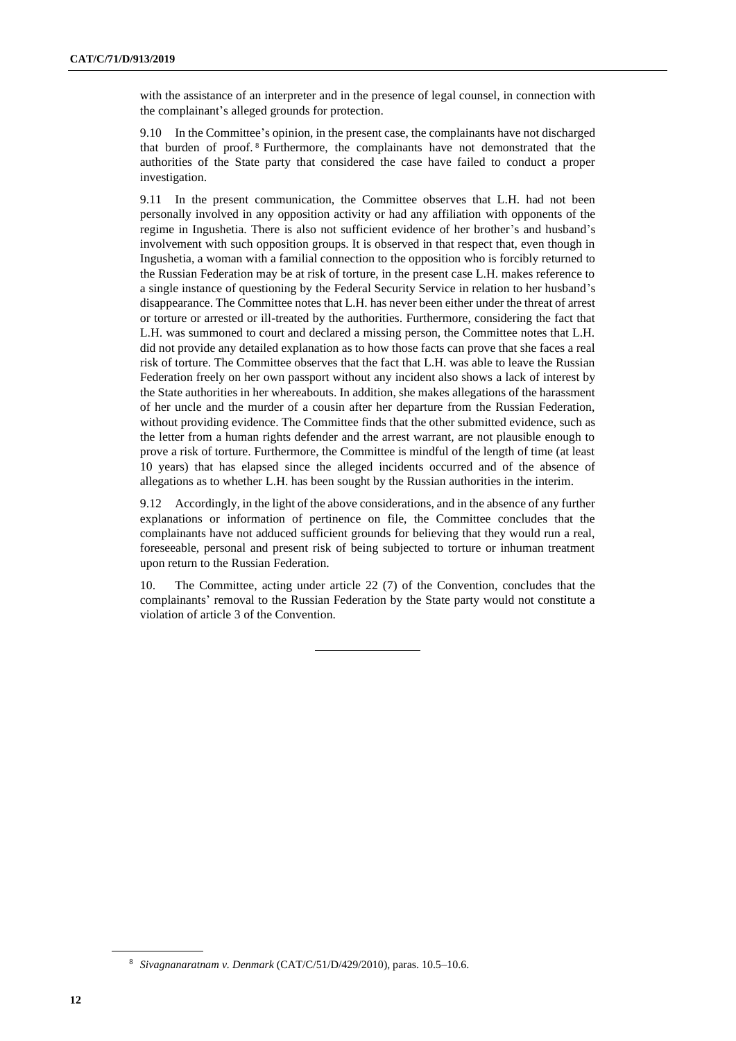with the assistance of an interpreter and in the presence of legal counsel, in connection with the complainant's alleged grounds for protection.

9.10 In the Committee's opinion, in the present case, the complainants have not discharged that burden of proof.[8] Furthermore, the complainants have not demonstrated that the authorities of the State party that considered the case have failed to conduct a proper investigation.

9.11 In the present communication, the Committee observes that L.H. had not been personally involved in any opposition activity or had any affiliation with opponents of the regime in Ingushetia. There is also not sufficient evidence of her brother's and husband's involvement with such opposition groups. It is observed in that respect that, even though in Ingushetia, a woman with a familial connection to the opposition who is forcibly returned to the Russian Federation may be at risk of torture, in the present case L.H. makes reference to a single instance of questioning by the Federal Security Service in relation to her husband's disappearance. The Committee notes that L.H. has never been either under the threat of arrest or torture or arrested or ill-treated by the authorities. Furthermore, considering the fact that L.H. was summoned to court and declared a missing person, the Committee notes that L.H. did not provide any detailed explanation as to how those facts can prove that she faces a real risk of torture. The Committee observes that the fact that L.H. was able to leave the Russian Federation freely on her own passport without any incident also shows a lack of interest by the State authorities in her whereabouts. In addition, she makes allegations of the harassment of her uncle and the murder of a cousin after her departure from the Russian Federation, without providing evidence. The Committee finds that the other submitted evidence, such as the letter from a human rights defender and the arrest warrant, are not plausible enough to prove a risk of torture. Furthermore, the Committee is mindful of the length of time (at least 10 years) that has elapsed since the alleged incidents occurred and of the absence of allegations as to whether L.H. has been sought by the Russian authorities in the interim.

9.12 Accordingly, in the light of the above considerations, and in the absence of any further explanations or information of pertinence on file, the Committee concludes that the complainants have not adduced sufficient grounds for believing that they would run a real, foreseeable, personal and present risk of being subjected to torture or inhuman treatment upon return to the Russian Federation.

10. The Committee, acting under article 22 (7) of the Convention, concludes that the complainants' removal to the Russian Federation by the State party would not constitute a violation of article 3 of the Convention.

---

[8] *Sivagnanaratnam v. Denmark* (CAT/C/51/D/429/2010), paras. 10.5–10.6.